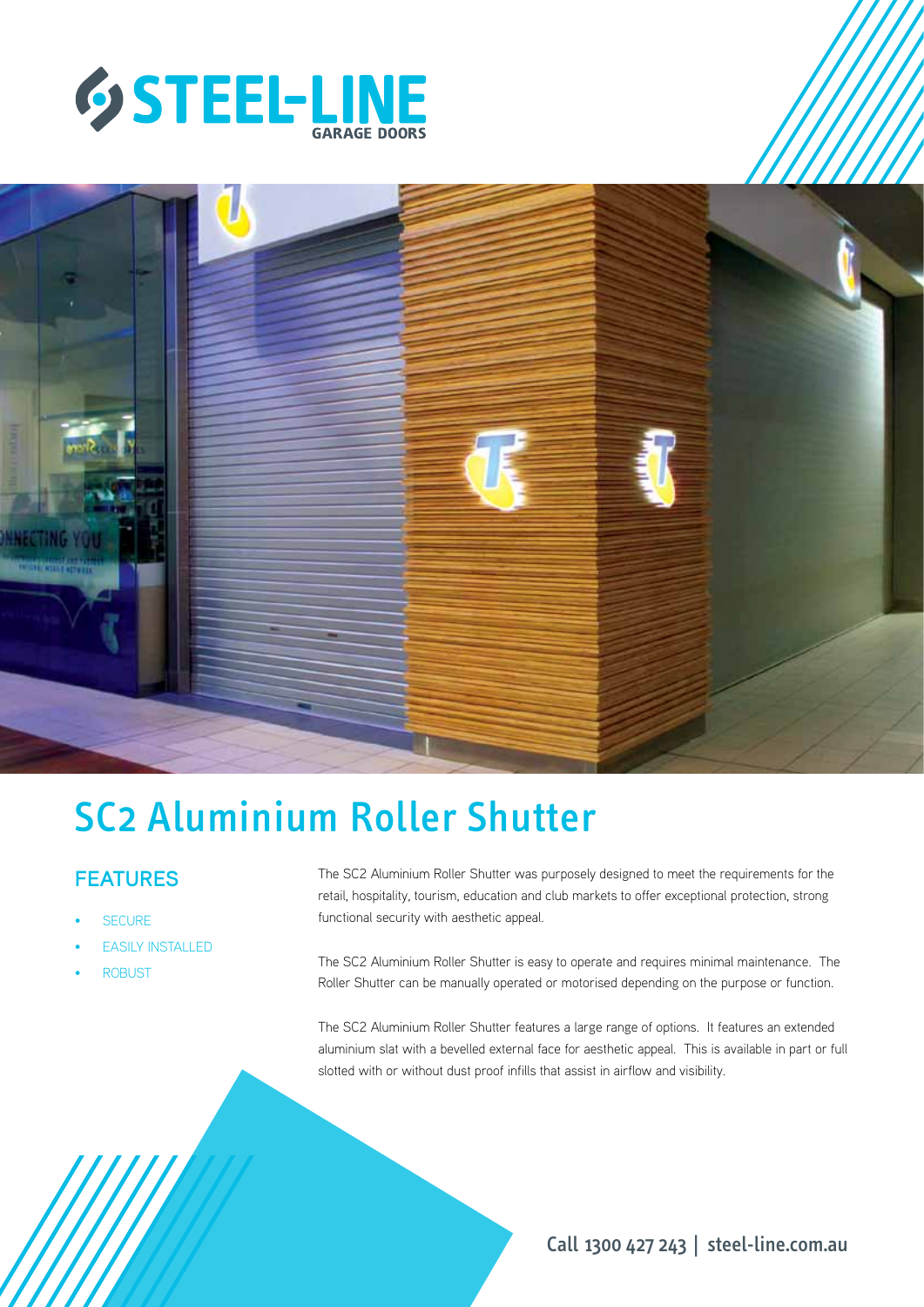# SC2 Aluminium Roller Shutter

## FEATURES

- SECURE
- EASILY INSTALLED
- ROBUST

The SC2 Aluminium Roller Shutter was purposely designed to meet the requirements for the retail, hospitality, tourism, education and club markets to offer exceptional protection, strong functional security with aesthetic appeal.

The SC2 Aluminium Roller Shutter is easy to operate and requires minimal maintenance. The Roller Shutter can be manually operated or motorised depending on the purpose or function.

The SC2 Aluminium Roller Shutter features a large range of options. It features an extended aluminium slat with a bevelled external face for aesthetic appeal. This is available in part or full slotted with or without dust proof infills that assist in airflow and visibility.

Call 1300 427 243 | steel-line.com.au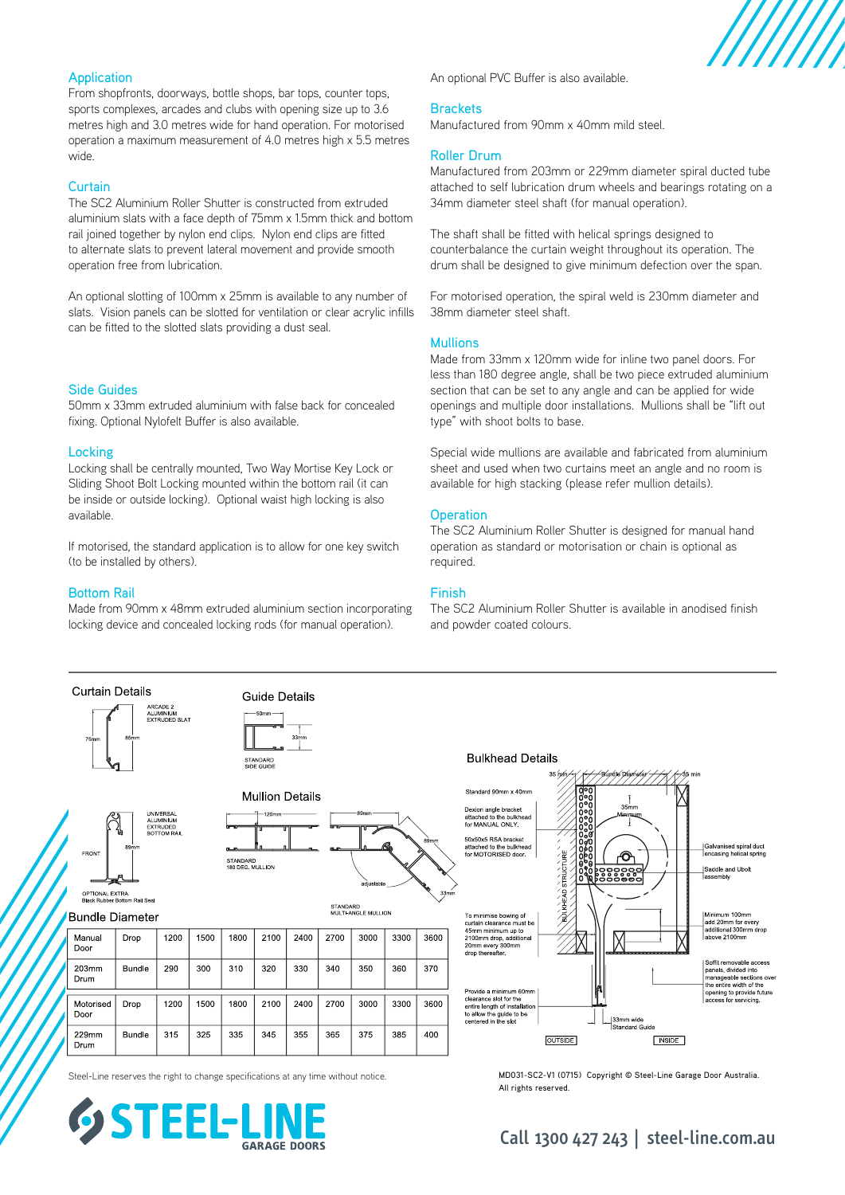## Application

From shopfronts, doorways, bottle shops, bar tops, counter tops, sports complexes, arcades and clubs with opening size up to 3.6 metres high and 3.0 metres wide for hand operation. For motorised operation a maximum measurement of 4.0 metres high x 5.5 metres wide.

## Curtain

The SC2 Aluminium Roller Shutter is constructed from extruded aluminium slats with a face depth of 75mm x 1.5mm thick and bottom rail joined together by nylon end clips. Nylon end clips are fitted to alternate slats to prevent lateral movement and provide smooth operation free from lubrication.

An optional slotting of 100mm x 25mm is available to any number of slats. Vision panels can be slotted for ventilation or clear acrylic infills can be fitted to the slotted slats providing a dust seal.

## Side Guides

50mm x 33mm extruded aluminium with false back for concealed fixing. Optional Nylofelt Buffer is also available.

## Locking

Locking shall be centrally mounted, Two Way Mortise Key Lock or Sliding Shoot Bolt Locking mounted within the bottom rail (it can be inside or outside locking). Optional waist high locking is also available.

If motorised, the standard application is to allow for one key switch (to be installed by others).

## Bottom Rail

Made from 90mm x 48mm extruded aluminium section incorporating locking device and concealed locking rods (for manual operation).

An optional PVC Buffer is also available.

## Brackets

Manufactured from 90mm x 40mm mild steel.

## Roller Drum

Manufactured from 203mm or 229mm diameter spiral ducted tube attached to self lubrication drum wheels and bearings rotating on a 34mm diameter steel shaft (for manual operation).

The shaft shall be fitted with helical springs designed to counterbalance the curtain weight throughout its operation. The drum shall be designed to give minimum defection over the span.

For motorised operation, the spiral weld is 230mm diameter and 38mm diameter steel shaft.

## Mullions

Made from 33mm x 120mm wide for inline two panel doors. For less than 180 degree angle, shall be two piece extruded aluminium section that can be set to any angle and can be applied for wide openings and multiple door installations. Mullions shall be "lift out type" with shoot bolts to base.

Special wide mullions are available and fabricated from aluminium sheet and used when two curtains meet an angle and no room is available for high stacking (please refer mullion details).

## Operation

The SC2 Aluminium Roller Shutter is designed for manual hand operation as standard or motorisation or chain is optional as required.

## Finish

The SC2 Aluminium Roller Shutter is available in anodised finish and powder coated colours.

---

### Curtain Details

ARCADE 2 ALUMINIUM EXTRUDED SLAT

75mm

65mm

UNIVERSAL ALUMINIUM EXTRUDED BOTTOM RAIL

FRONT

89mm

OPTIONAL EXTRA Black Rubber Bottom Rail Seal

### Guide Details

50mm

33mm

STANDARD SIDE GUIDE

### Mullion Details

120mm

STANDARD 180 DEG. MULLION

89mm

89mm

adjustable

33mm

STANDARD MULTI-ANGLE MULLION

### Bulkhead Details

35 min

Bundle Diameter

35 min

Standard 90mm x 40mm

Dexion angle bracket attached to the bulkhead for MANUAL ONLY.

50x50x5 RSA bracket attached to the bulkhead for MOTORISED door.

35mm Minimum

BULKHEAD STRUCTURE

Galvanised spiral duct encasing helical spring

Saddle and Ubolt assembly

To minimise bowing of curtain clearance must be 45mm minimum up to 2100mm drop, additional 20mm every 300mm drop thereafter.

Minimum 100mm add 20mm for every additional 300mm drop above 2100mm

Soffit removable access panels, divided into manageable sections over the entire width of the opening to provide future access for servicing.

Provide a minimum 60mm clearance slot for the entire length of installation to allow the guide to be centered in the slot

33mm wide Standard Guide

OUTSIDE

INSIDE

### Bundle Diameter

| | | | | | | | | | | |
|---|---|---|---|---|---|---|---|---|---|---|
| Manual Door | Drop | 1200 | 1500 | 1800 | 2100 | 2400 | 2700 | 3000 | 3300 | 3600 |
| 203mm Drum | Bundle | 290 | 300 | 310 | 320 | 330 | 340 | 350 | 360 | 370 |
| Motorised Door | Drop | 1200 | 1500 | 1800 | 2100 | 2400 | 2700 | 3000 | 3300 | 3600 |
| 229mm Drum | Bundle | 315 | 325 | 335 | 345 | 355 | 365 | 375 | 385 | 400 |

Steel-Line reserves the right to change specifications at any time without notice.

MD031-SC2-V1 (0715) Copyright © Steel-Line Garage Door Australia. All rights reserved.

STEEL-LINE GARAGE DOORS

Call 1300 427 243 | steel-line.com.au